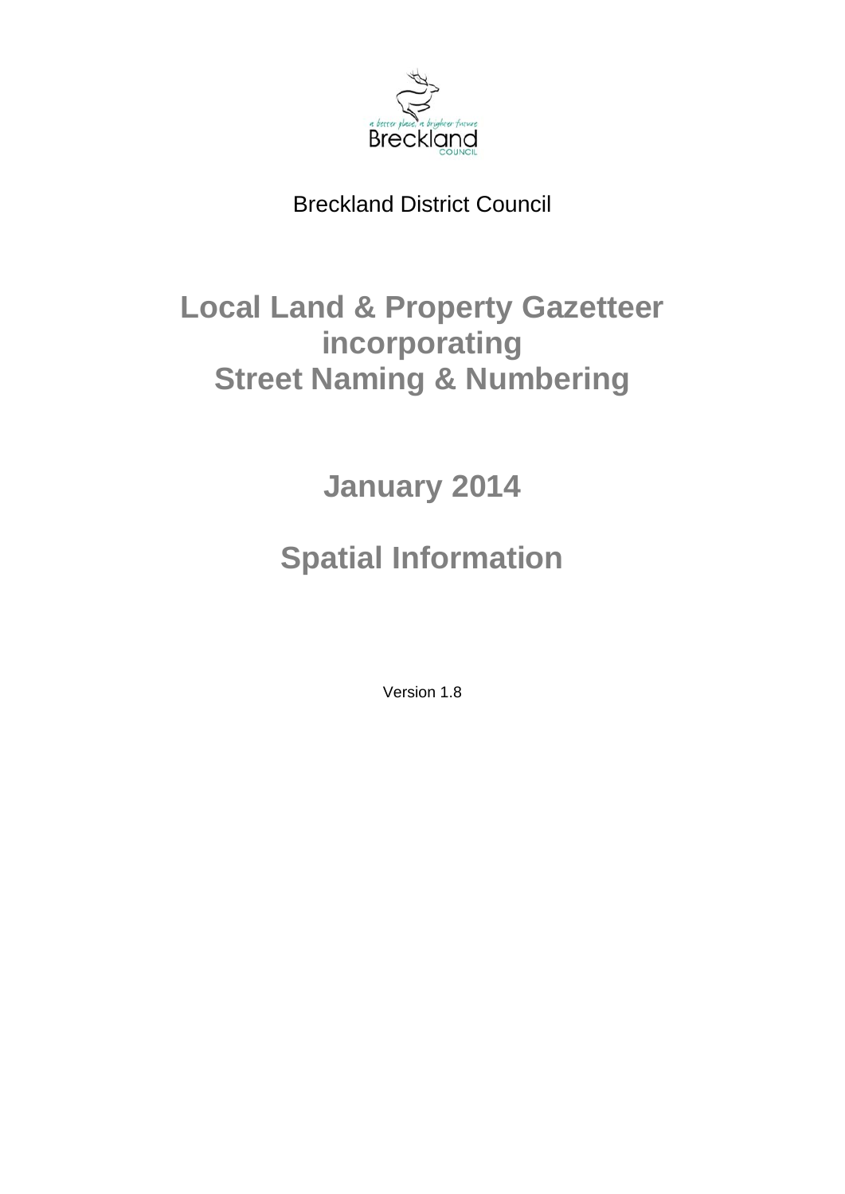Breckland District Council

# Local Land & Property Gazetteer incorporating Street Naming & Numbering

## January 2014

## Spatial Information

Version 1.8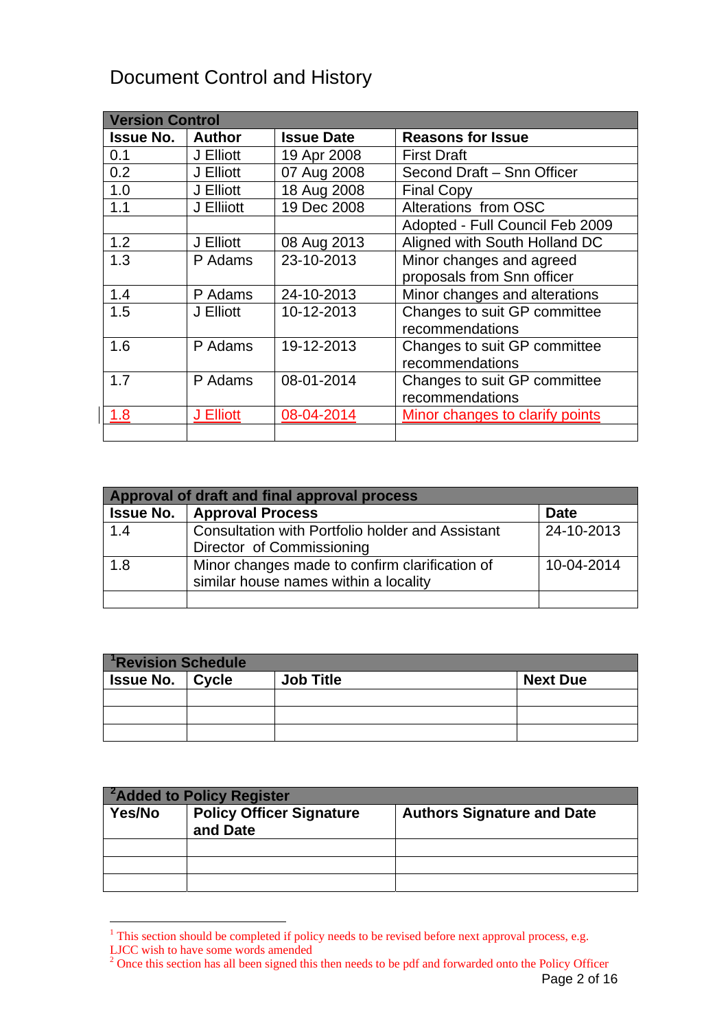# Document Control and History

| Version Control | | | |
|---|---|---|---|
| **Issue No.** | **Author** | **Issue Date** | **Reasons for Issue** |
| 0.1 | J Elliott | 19 Apr 2008 | First Draft |
| 0.2 | J Elliott | 07 Aug 2008 | Second Draft – Snn Officer |
| 1.0 | J Elliott | 18 Aug 2008 | Final Copy |
| 1.1 | J Elliiott | 19 Dec 2008 | Alterations from OSC |
| | | | Adopted - Full Council Feb 2009 |
| 1.2 | J Elliott | 08 Aug 2013 | Aligned with South Holland DC |
| 1.3 | P Adams | 23-10-2013 | Minor changes and agreed proposals from Snn officer |
| 1.4 | P Adams | 24-10-2013 | Minor changes and alterations |
| 1.5 | J Elliott | 10-12-2013 | Changes to suit GP committee recommendations |
| 1.6 | P Adams | 19-12-2013 | Changes to suit GP committee recommendations |
| 1.7 | P Adams | 08-01-2014 | Changes to suit GP committee recommendations |
| 1.8 | J Elliott | 08-04-2014 | Minor changes to clarify points |
| | | | |

| Approval of draft and final approval process | | |
|---|---|---|
| **Issue No.** | **Approval Process** | **Date** |
| 1.4 | Consultation with Portfolio holder and Assistant Director of Commissioning | 24-10-2013 |
| 1.8 | Minor changes made to confirm clarification of similar house names within a locality | 10-04-2014 |
| | | |

| [1]Revision Schedule | | | |
|---|---|---|---|
| **Issue No.** | **Cycle** | **Job Title** | **Next Due** |
| | | | |
| | | | |
| | | | |

| [2]Added to Policy Register | | |
|---|---|---|
| **Yes/No** | **Policy Officer Signature and Date** | **Authors Signature and Date** |
| | | |
| | | |
| | | |

[1] This section should be completed if policy needs to be revised before next approval process, e.g. LJCC wish to have some words amended

[2] Once this section has all been signed this then needs to be pdf and forwarded onto the Policy Officer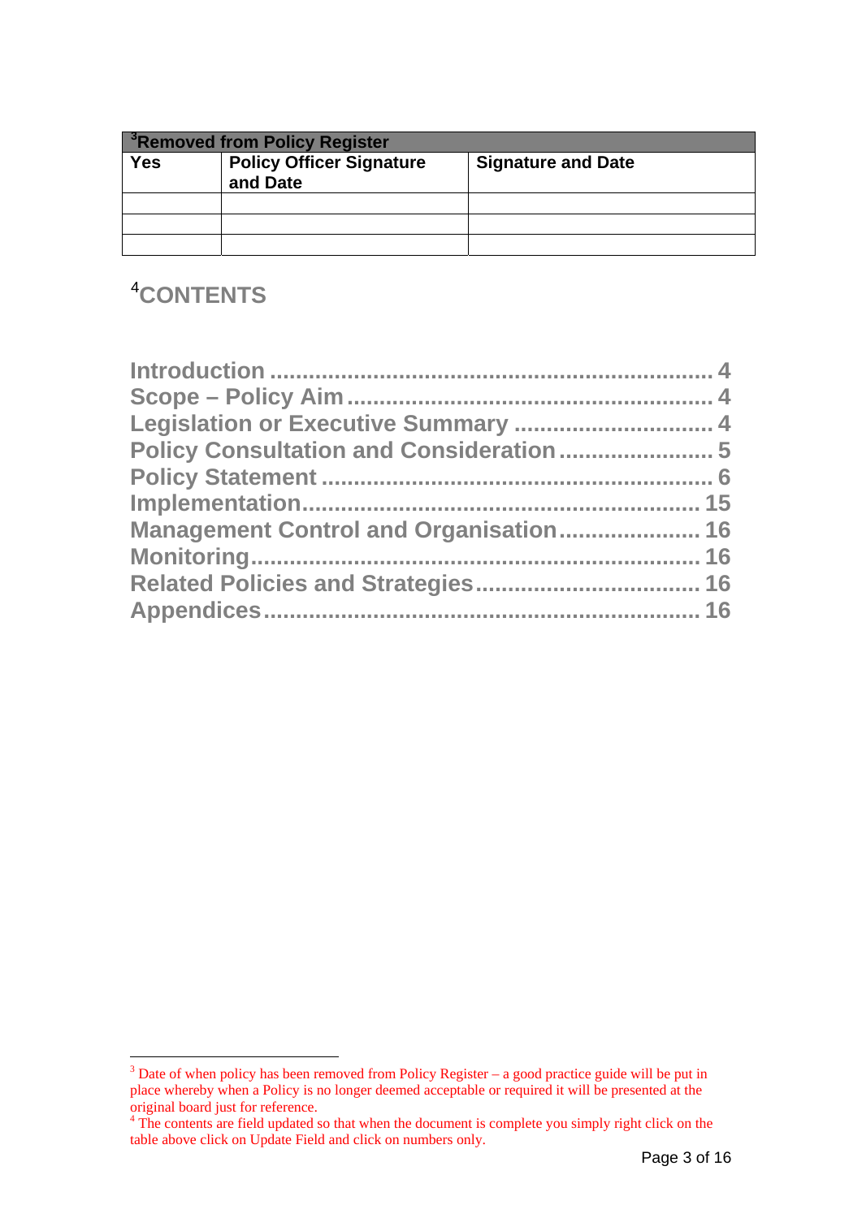| [3]Removed from Policy Register | | |
|---|---|---|
| **Yes** | **Policy Officer Signature and Date** | **Signature and Date** |
| | | |
| | | |
| | | |

# [4]CONTENTS

Introduction .................................................................... 4
Scope – Policy Aim ........................................................ 4
Legislation or Executive Summary ............................... 4
Policy Consultation and Consideration ........................ 5
Policy Statement ............................................................ 6
Implementation............................................................. 15
Management Control and Organisation...................... 16
Monitoring..................................................................... 16
Related Policies and Strategies................................... 16
Appendices................................................................... 16

---

[3] Date of when policy has been removed from Policy Register – a good practice guide will be put in place whereby when a Policy is no longer deemed acceptable or required it will be presented at the original board just for reference.

[4] The contents are field updated so that when the document is complete you simply right click on the table above click on Update Field and click on numbers only.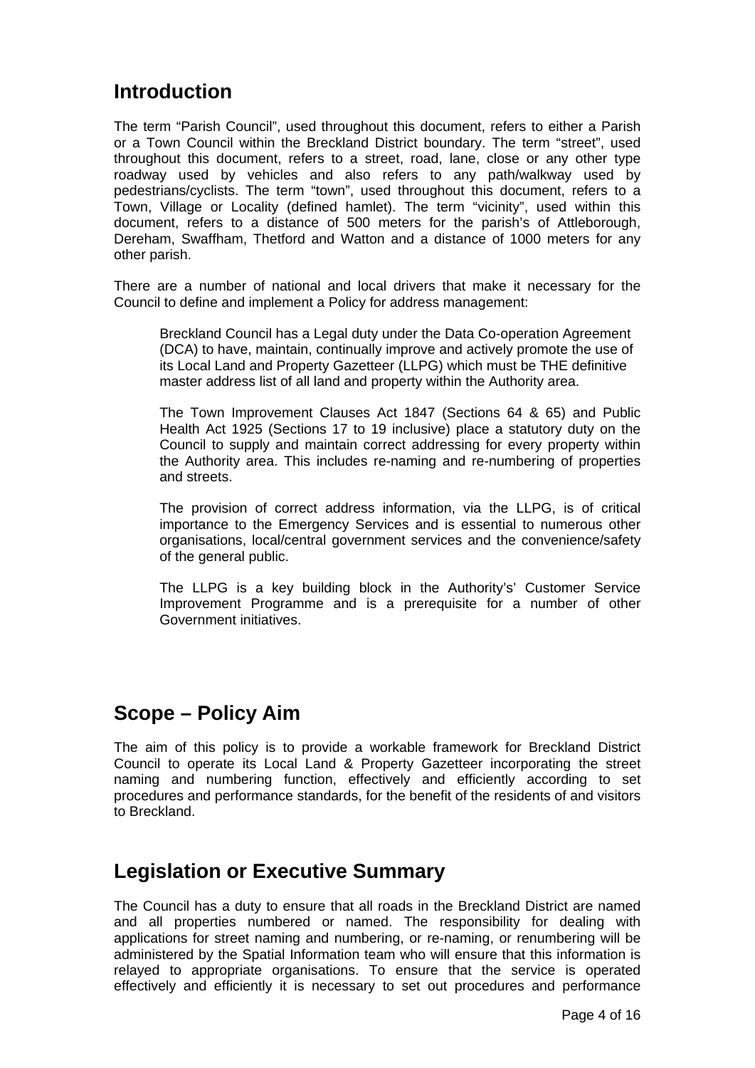## Introduction

The term "Parish Council", used throughout this document, refers to either a Parish or a Town Council within the Breckland District boundary. The term "street", used throughout this document, refers to a street, road, lane, close or any other type roadway used by vehicles and also refers to any path/walkway used by pedestrians/cyclists. The term "town", used throughout this document, refers to a Town, Village or Locality (defined hamlet). The term "vicinity", used within this document, refers to a distance of 500 meters for the parish's of Attleborough, Dereham, Swaffham, Thetford and Watton and a distance of 1000 meters for any other parish.

There are a number of national and local drivers that make it necessary for the Council to define and implement a Policy for address management:

> Breckland Council has a Legal duty under the Data Co-operation Agreement (DCA) to have, maintain, continually improve and actively promote the use of its Local Land and Property Gazetteer (LLPG) which must be THE definitive master address list of all land and property within the Authority area.
>
> The Town Improvement Clauses Act 1847 (Sections 64 & 65) and Public Health Act 1925 (Sections 17 to 19 inclusive) place a statutory duty on the Council to supply and maintain correct addressing for every property within the Authority area. This includes re-naming and re-numbering of properties and streets.
>
> The provision of correct address information, via the LLPG, is of critical importance to the Emergency Services and is essential to numerous other organisations, local/central government services and the convenience/safety of the general public.
>
> The LLPG is a key building block in the Authority's' Customer Service Improvement Programme and is a prerequisite for a number of other Government initiatives.

## Scope – Policy Aim

The aim of this policy is to provide a workable framework for Breckland District Council to operate its Local Land & Property Gazetteer incorporating the street naming and numbering function, effectively and efficiently according to set procedures and performance standards, for the benefit of the residents of and visitors to Breckland.

## Legislation or Executive Summary

The Council has a duty to ensure that all roads in the Breckland District are named and all properties numbered or named. The responsibility for dealing with applications for street naming and numbering, or re-naming, or renumbering will be administered by the Spatial Information team who will ensure that this information is relayed to appropriate organisations. To ensure that the service is operated effectively and efficiently it is necessary to set out procedures and performance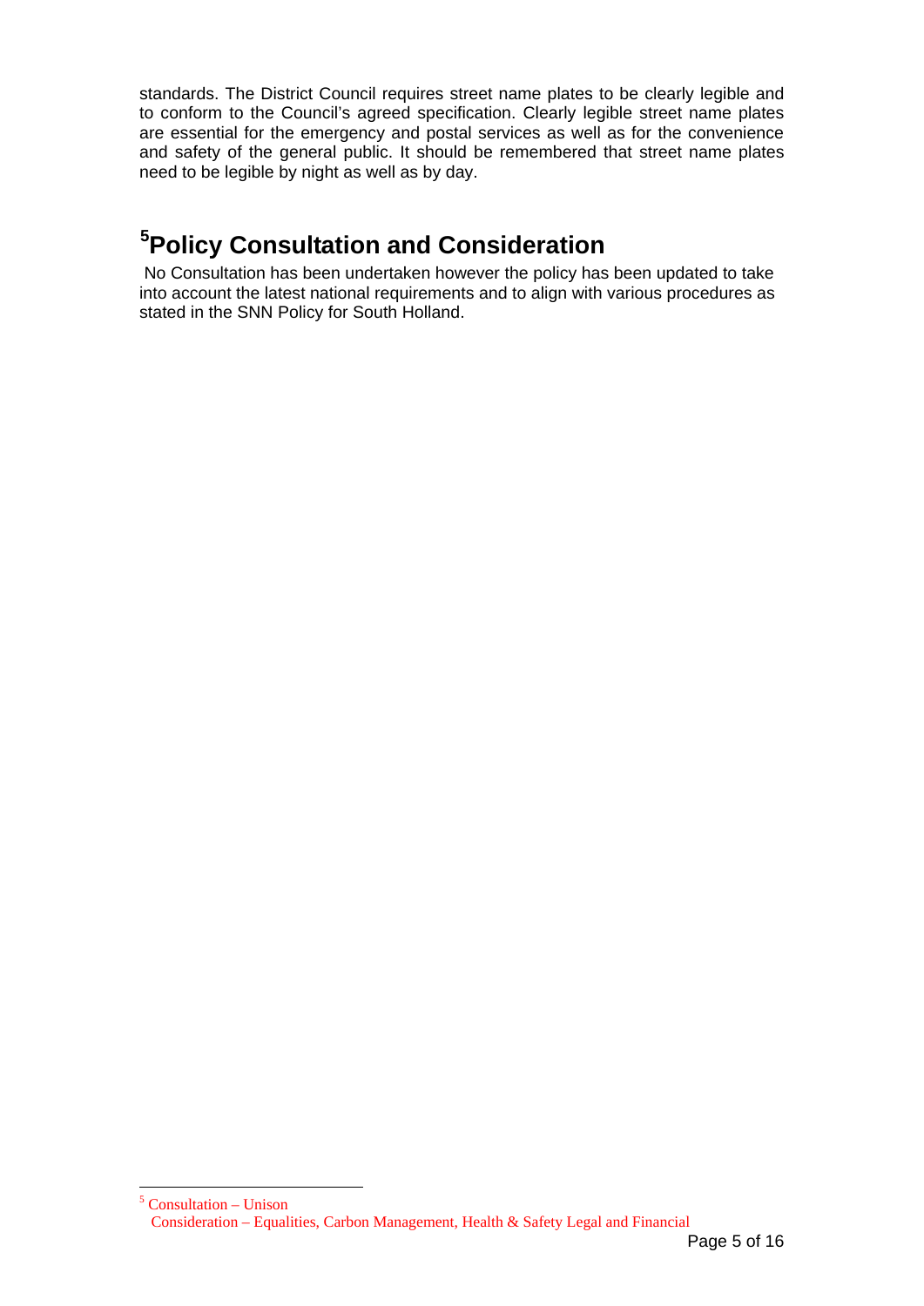standards. The District Council requires street name plates to be clearly legible and to conform to the Council's agreed specification. Clearly legible street name plates are essential for the emergency and postal services as well as for the convenience and safety of the general public. It should be remembered that street name plates need to be legible by night as well as by day.

## [5]Policy Consultation and Consideration

No Consultation has been undertaken however the policy has been updated to take into account the latest national requirements and to align with various procedures as stated in the SNN Policy for South Holland.

---

[5] Consultation – Unison
Consideration – Equalities, Carbon Management, Health & Safety Legal and Financial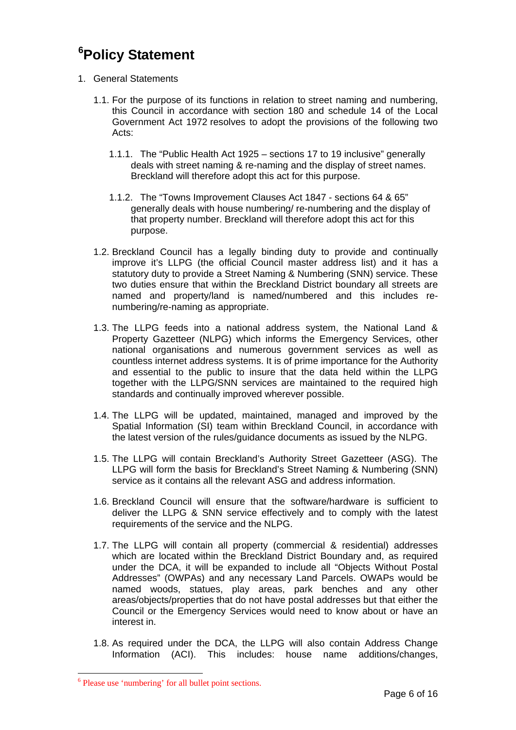# [6]Policy Statement

1. General Statements

   1.1. For the purpose of its functions in relation to street naming and numbering, this Council in accordance with section 180 and schedule 14 of the Local Government Act 1972 resolves to adopt the provisions of the following two Acts:

      1.1.1. The "Public Health Act 1925 – sections 17 to 19 inclusive" generally deals with street naming & re-naming and the display of street names. Breckland will therefore adopt this act for this purpose.

      1.1.2. The "Towns Improvement Clauses Act 1847 - sections 64 & 65" generally deals with house numbering/ re-numbering and the display of that property number. Breckland will therefore adopt this act for this purpose.

   1.2. Breckland Council has a legally binding duty to provide and continually improve it's LLPG (the official Council master address list) and it has a statutory duty to provide a Street Naming & Numbering (SNN) service. These two duties ensure that within the Breckland District boundary all streets are named and property/land is named/numbered and this includes re-numbering/re-naming as appropriate.

   1.3. The LLPG feeds into a national address system, the National Land & Property Gazetteer (NLPG) which informs the Emergency Services, other national organisations and numerous government services as well as countless internet address systems. It is of prime importance for the Authority and essential to the public to insure that the data held within the LLPG together with the LLPG/SNN services are maintained to the required high standards and continually improved wherever possible.

   1.4. The LLPG will be updated, maintained, managed and improved by the Spatial Information (SI) team within Breckland Council, in accordance with the latest version of the rules/guidance documents as issued by the NLPG.

   1.5. The LLPG will contain Breckland's Authority Street Gazetteer (ASG). The LLPG will form the basis for Breckland's Street Naming & Numbering (SNN) service as it contains all the relevant ASG and address information.

   1.6. Breckland Council will ensure that the software/hardware is sufficient to deliver the LLPG & SNN service effectively and to comply with the latest requirements of the service and the NLPG.

   1.7. The LLPG will contain all property (commercial & residential) addresses which are located within the Breckland District Boundary and, as required under the DCA, it will be expanded to include all "Objects Without Postal Addresses" (OWPAs) and any necessary Land Parcels. OWAPs would be named woods, statues, play areas, park benches and any other areas/objects/properties that do not have postal addresses but that either the Council or the Emergency Services would need to know about or have an interest in.

   1.8. As required under the DCA, the LLPG will also contain Address Change Information (ACI). This includes: house name additions/changes,

---

[6] Please use 'numbering' for all bullet point sections.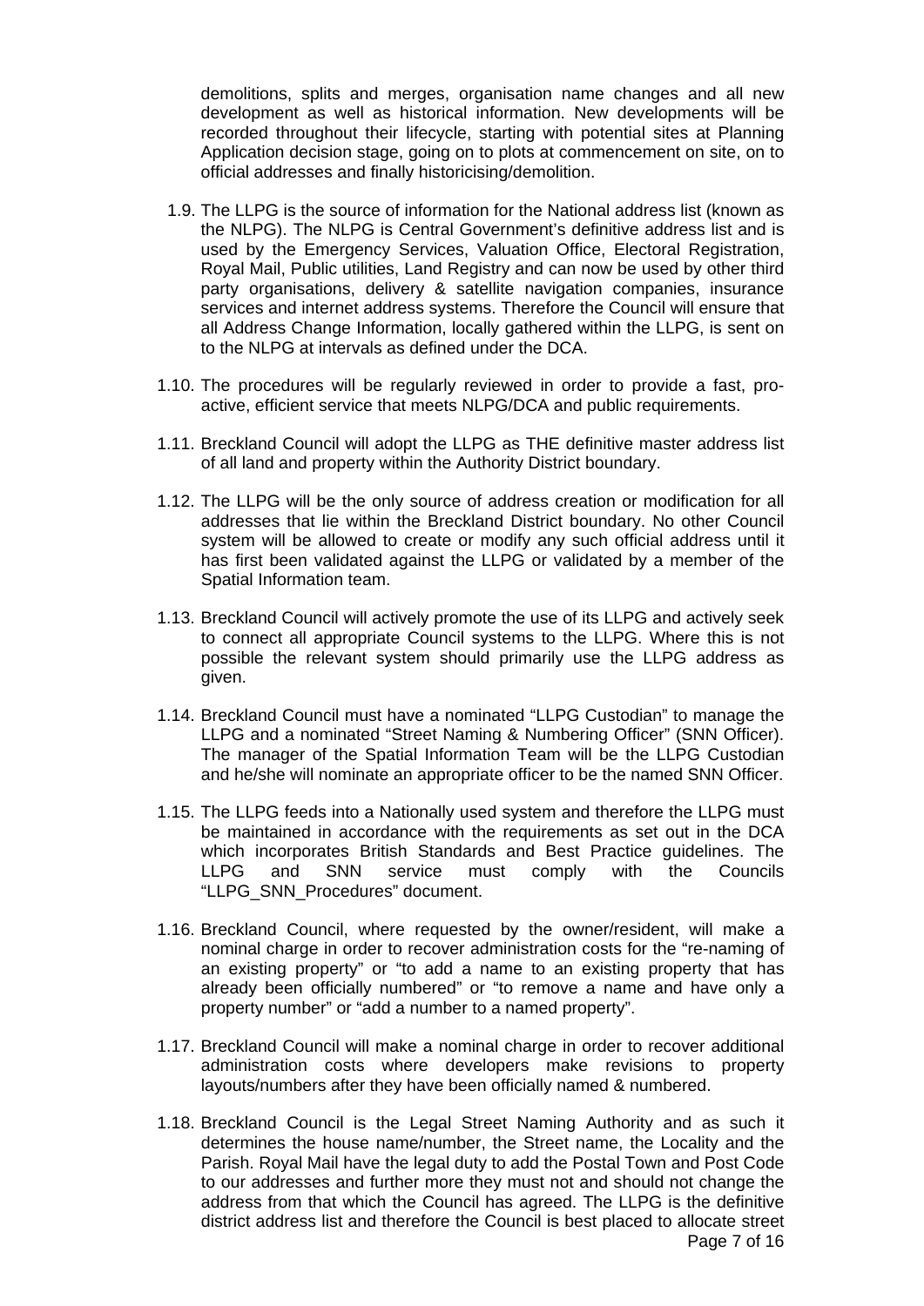demolitions, splits and merges, organisation name changes and all new development as well as historical information. New developments will be recorded throughout their lifecycle, starting with potential sites at Planning Application decision stage, going on to plots at commencement on site, on to official addresses and finally historicising/demolition.

1.9. The LLPG is the source of information for the National address list (known as the NLPG). The NLPG is Central Government's definitive address list and is used by the Emergency Services, Valuation Office, Electoral Registration, Royal Mail, Public utilities, Land Registry and can now be used by other third party organisations, delivery & satellite navigation companies, insurance services and internet address systems. Therefore the Council will ensure that all Address Change Information, locally gathered within the LLPG, is sent on to the NLPG at intervals as defined under the DCA.

1.10. The procedures will be regularly reviewed in order to provide a fast, pro-active, efficient service that meets NLPG/DCA and public requirements.

1.11. Breckland Council will adopt the LLPG as THE definitive master address list of all land and property within the Authority District boundary.

1.12. The LLPG will be the only source of address creation or modification for all addresses that lie within the Breckland District boundary. No other Council system will be allowed to create or modify any such official address until it has first been validated against the LLPG or validated by a member of the Spatial Information team.

1.13. Breckland Council will actively promote the use of its LLPG and actively seek to connect all appropriate Council systems to the LLPG. Where this is not possible the relevant system should primarily use the LLPG address as given.

1.14. Breckland Council must have a nominated "LLPG Custodian" to manage the LLPG and a nominated "Street Naming & Numbering Officer" (SNN Officer). The manager of the Spatial Information Team will be the LLPG Custodian and he/she will nominate an appropriate officer to be the named SNN Officer.

1.15. The LLPG feeds into a Nationally used system and therefore the LLPG must be maintained in accordance with the requirements as set out in the DCA which incorporates British Standards and Best Practice guidelines. The LLPG and SNN service must comply with the Councils "LLPG_SNN_Procedures" document.

1.16. Breckland Council, where requested by the owner/resident, will make a nominal charge in order to recover administration costs for the "re-naming of an existing property" or "to add a name to an existing property that has already been officially numbered" or "to remove a name and have only a property number" or "add a number to a named property".

1.17. Breckland Council will make a nominal charge in order to recover additional administration costs where developers make revisions to property layouts/numbers after they have been officially named & numbered.

1.18. Breckland Council is the Legal Street Naming Authority and as such it determines the house name/number, the Street name, the Locality and the Parish. Royal Mail have the legal duty to add the Postal Town and Post Code to our addresses and further more they must not and should not change the address from that which the Council has agreed. The LLPG is the definitive district address list and therefore the Council is best placed to allocate street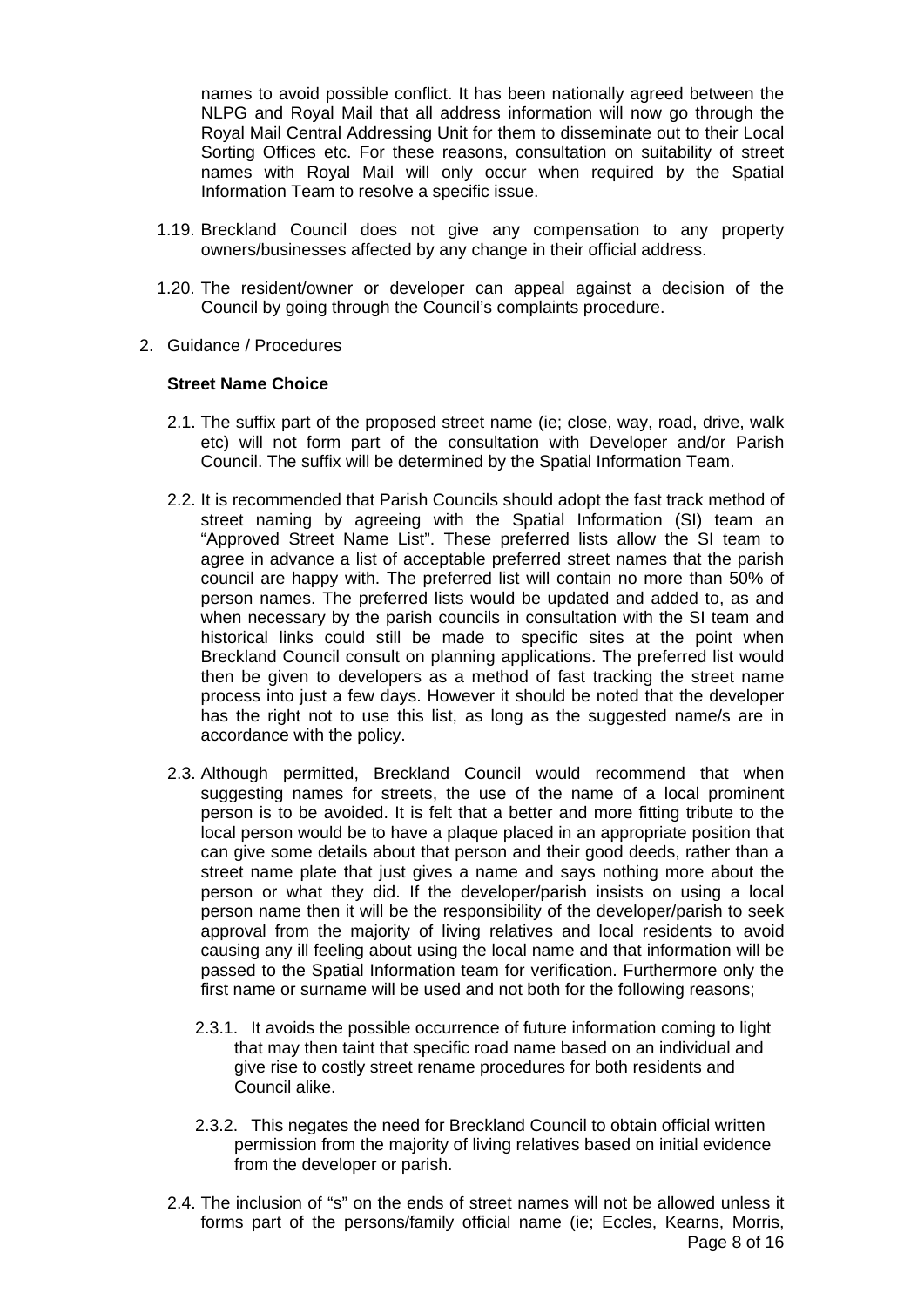names to avoid possible conflict. It has been nationally agreed between the NLPG and Royal Mail that all address information will now go through the Royal Mail Central Addressing Unit for them to disseminate out to their Local Sorting Offices etc. For these reasons, consultation on suitability of street names with Royal Mail will only occur when required by the Spatial Information Team to resolve a specific issue.

1.19. Breckland Council does not give any compensation to any property owners/businesses affected by any change in their official address.

1.20. The resident/owner or developer can appeal against a decision of the Council by going through the Council's complaints procedure.

2. Guidance / Procedures

**Street Name Choice**

2.1. The suffix part of the proposed street name (ie; close, way, road, drive, walk etc) will not form part of the consultation with Developer and/or Parish Council. The suffix will be determined by the Spatial Information Team.

2.2. It is recommended that Parish Councils should adopt the fast track method of street naming by agreeing with the Spatial Information (SI) team an "Approved Street Name List". These preferred lists allow the SI team to agree in advance a list of acceptable preferred street names that the parish council are happy with. The preferred list will contain no more than 50% of person names. The preferred lists would be updated and added to, as and when necessary by the parish councils in consultation with the SI team and historical links could still be made to specific sites at the point when Breckland Council consult on planning applications. The preferred list would then be given to developers as a method of fast tracking the street name process into just a few days. However it should be noted that the developer has the right not to use this list, as long as the suggested name/s are in accordance with the policy.

2.3. Although permitted, Breckland Council would recommend that when suggesting names for streets, the use of the name of a local prominent person is to be avoided. It is felt that a better and more fitting tribute to the local person would be to have a plaque placed in an appropriate position that can give some details about that person and their good deeds, rather than a street name plate that just gives a name and says nothing more about the person or what they did. If the developer/parish insists on using a local person name then it will be the responsibility of the developer/parish to seek approval from the majority of living relatives and local residents to avoid causing any ill feeling about using the local name and that information will be passed to the Spatial Information team for verification. Furthermore only the first name or surname will be used and not both for the following reasons;

2.3.1. It avoids the possible occurrence of future information coming to light that may then taint that specific road name based on an individual and give rise to costly street rename procedures for both residents and Council alike.

2.3.2. This negates the need for Breckland Council to obtain official written permission from the majority of living relatives based on initial evidence from the developer or parish.

2.4. The inclusion of "s" on the ends of street names will not be allowed unless it forms part of the persons/family official name (ie; Eccles, Kearns, Morris,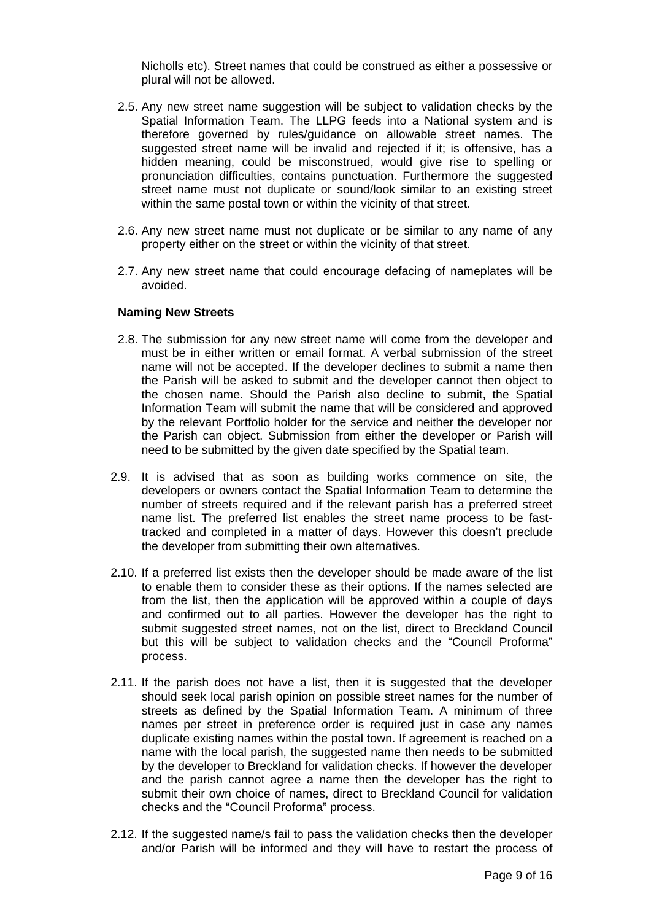Nicholls etc). Street names that could be construed as either a possessive or plural will not be allowed.

2.5. Any new street name suggestion will be subject to validation checks by the Spatial Information Team. The LLPG feeds into a National system and is therefore governed by rules/guidance on allowable street names. The suggested street name will be invalid and rejected if it; is offensive, has a hidden meaning, could be misconstrued, would give rise to spelling or pronunciation difficulties, contains punctuation. Furthermore the suggested street name must not duplicate or sound/look similar to an existing street within the same postal town or within the vicinity of that street.

2.6. Any new street name must not duplicate or be similar to any name of any property either on the street or within the vicinity of that street.

2.7. Any new street name that could encourage defacing of nameplates will be avoided.

**Naming New Streets**

2.8. The submission for any new street name will come from the developer and must be in either written or email format. A verbal submission of the street name will not be accepted. If the developer declines to submit a name then the Parish will be asked to submit and the developer cannot then object to the chosen name. Should the Parish also decline to submit, the Spatial Information Team will submit the name that will be considered and approved by the relevant Portfolio holder for the service and neither the developer nor the Parish can object. Submission from either the developer or Parish will need to be submitted by the given date specified by the Spatial team.

2.9. It is advised that as soon as building works commence on site, the developers or owners contact the Spatial Information Team to determine the number of streets required and if the relevant parish has a preferred street name list. The preferred list enables the street name process to be fast-tracked and completed in a matter of days. However this doesn't preclude the developer from submitting their own alternatives.

2.10. If a preferred list exists then the developer should be made aware of the list to enable them to consider these as their options. If the names selected are from the list, then the application will be approved within a couple of days and confirmed out to all parties. However the developer has the right to submit suggested street names, not on the list, direct to Breckland Council but this will be subject to validation checks and the "Council Proforma" process.

2.11. If the parish does not have a list, then it is suggested that the developer should seek local parish opinion on possible street names for the number of streets as defined by the Spatial Information Team. A minimum of three names per street in preference order is required just in case any names duplicate existing names within the postal town. If agreement is reached on a name with the local parish, the suggested name then needs to be submitted by the developer to Breckland for validation checks. If however the developer and the parish cannot agree a name then the developer has the right to submit their own choice of names, direct to Breckland Council for validation checks and the "Council Proforma" process.

2.12. If the suggested name/s fail to pass the validation checks then the developer and/or Parish will be informed and they will have to restart the process of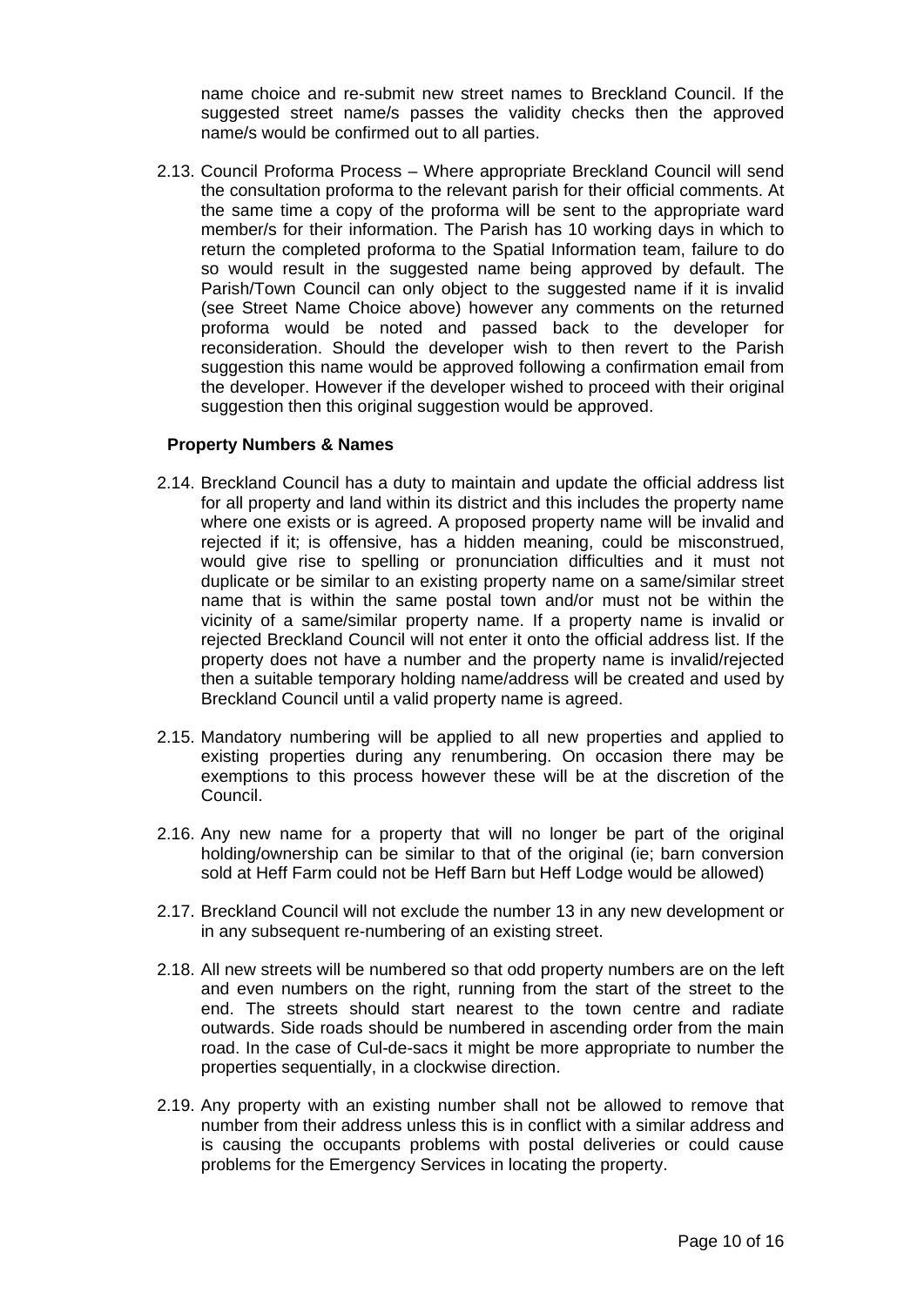name choice and re-submit new street names to Breckland Council. If the suggested street name/s passes the validity checks then the approved name/s would be confirmed out to all parties.

2.13. Council Proforma Process – Where appropriate Breckland Council will send the consultation proforma to the relevant parish for their official comments. At the same time a copy of the proforma will be sent to the appropriate ward member/s for their information. The Parish has 10 working days in which to return the completed proforma to the Spatial Information team, failure to do so would result in the suggested name being approved by default. The Parish/Town Council can only object to the suggested name if it is invalid (see Street Name Choice above) however any comments on the returned proforma would be noted and passed back to the developer for reconsideration. Should the developer wish to then revert to the Parish suggestion this name would be approved following a confirmation email from the developer. However if the developer wished to proceed with their original suggestion then this original suggestion would be approved.

**Property Numbers & Names**

2.14. Breckland Council has a duty to maintain and update the official address list for all property and land within its district and this includes the property name where one exists or is agreed. A proposed property name will be invalid and rejected if it; is offensive, has a hidden meaning, could be misconstrued, would give rise to spelling or pronunciation difficulties and it must not duplicate or be similar to an existing property name on a same/similar street name that is within the same postal town and/or must not be within the vicinity of a same/similar property name. If a property name is invalid or rejected Breckland Council will not enter it onto the official address list. If the property does not have a number and the property name is invalid/rejected then a suitable temporary holding name/address will be created and used by Breckland Council until a valid property name is agreed.

2.15. Mandatory numbering will be applied to all new properties and applied to existing properties during any renumbering. On occasion there may be exemptions to this process however these will be at the discretion of the Council.

2.16. Any new name for a property that will no longer be part of the original holding/ownership can be similar to that of the original (ie; barn conversion sold at Heff Farm could not be Heff Barn but Heff Lodge would be allowed)

2.17. Breckland Council will not exclude the number 13 in any new development or in any subsequent re-numbering of an existing street.

2.18. All new streets will be numbered so that odd property numbers are on the left and even numbers on the right, running from the start of the street to the end. The streets should start nearest to the town centre and radiate outwards. Side roads should be numbered in ascending order from the main road. In the case of Cul-de-sacs it might be more appropriate to number the properties sequentially, in a clockwise direction.

2.19. Any property with an existing number shall not be allowed to remove that number from their address unless this is in conflict with a similar address and is causing the occupants problems with postal deliveries or could cause problems for the Emergency Services in locating the property.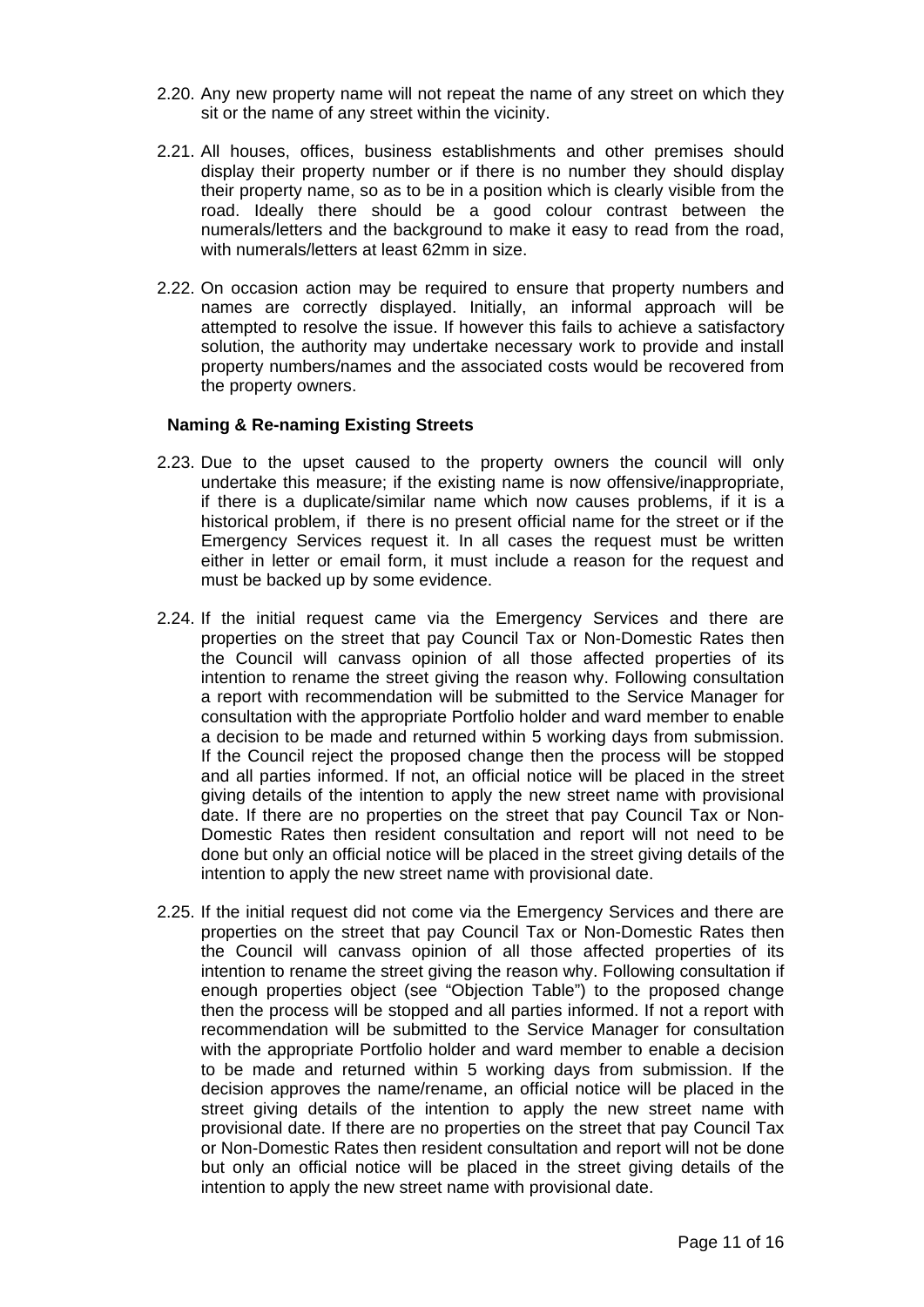2.20. Any new property name will not repeat the name of any street on which they sit or the name of any street within the vicinity.

2.21. All houses, offices, business establishments and other premises should display their property number or if there is no number they should display their property name, so as to be in a position which is clearly visible from the road. Ideally there should be a good colour contrast between the numerals/letters and the background to make it easy to read from the road, with numerals/letters at least 62mm in size.

2.22. On occasion action may be required to ensure that property numbers and names are correctly displayed. Initially, an informal approach will be attempted to resolve the issue. If however this fails to achieve a satisfactory solution, the authority may undertake necessary work to provide and install property numbers/names and the associated costs would be recovered from the property owners.

**Naming & Re-naming Existing Streets**

2.23. Due to the upset caused to the property owners the council will only undertake this measure; if the existing name is now offensive/inappropriate, if there is a duplicate/similar name which now causes problems, if it is a historical problem, if there is no present official name for the street or if the Emergency Services request it. In all cases the request must be written either in letter or email form, it must include a reason for the request and must be backed up by some evidence.

2.24. If the initial request came via the Emergency Services and there are properties on the street that pay Council Tax or Non-Domestic Rates then the Council will canvass opinion of all those affected properties of its intention to rename the street giving the reason why. Following consultation a report with recommendation will be submitted to the Service Manager for consultation with the appropriate Portfolio holder and ward member to enable a decision to be made and returned within 5 working days from submission. If the Council reject the proposed change then the process will be stopped and all parties informed. If not, an official notice will be placed in the street giving details of the intention to apply the new street name with provisional date. If there are no properties on the street that pay Council Tax or Non-Domestic Rates then resident consultation and report will not need to be done but only an official notice will be placed in the street giving details of the intention to apply the new street name with provisional date.

2.25. If the initial request did not come via the Emergency Services and there are properties on the street that pay Council Tax or Non-Domestic Rates then the Council will canvass opinion of all those affected properties of its intention to rename the street giving the reason why. Following consultation if enough properties object (see "Objection Table") to the proposed change then the process will be stopped and all parties informed. If not a report with recommendation will be submitted to the Service Manager for consultation with the appropriate Portfolio holder and ward member to enable a decision to be made and returned within 5 working days from submission. If the decision approves the name/rename, an official notice will be placed in the street giving details of the intention to apply the new street name with provisional date. If there are no properties on the street that pay Council Tax or Non-Domestic Rates then resident consultation and report will not be done but only an official notice will be placed in the street giving details of the intention to apply the new street name with provisional date.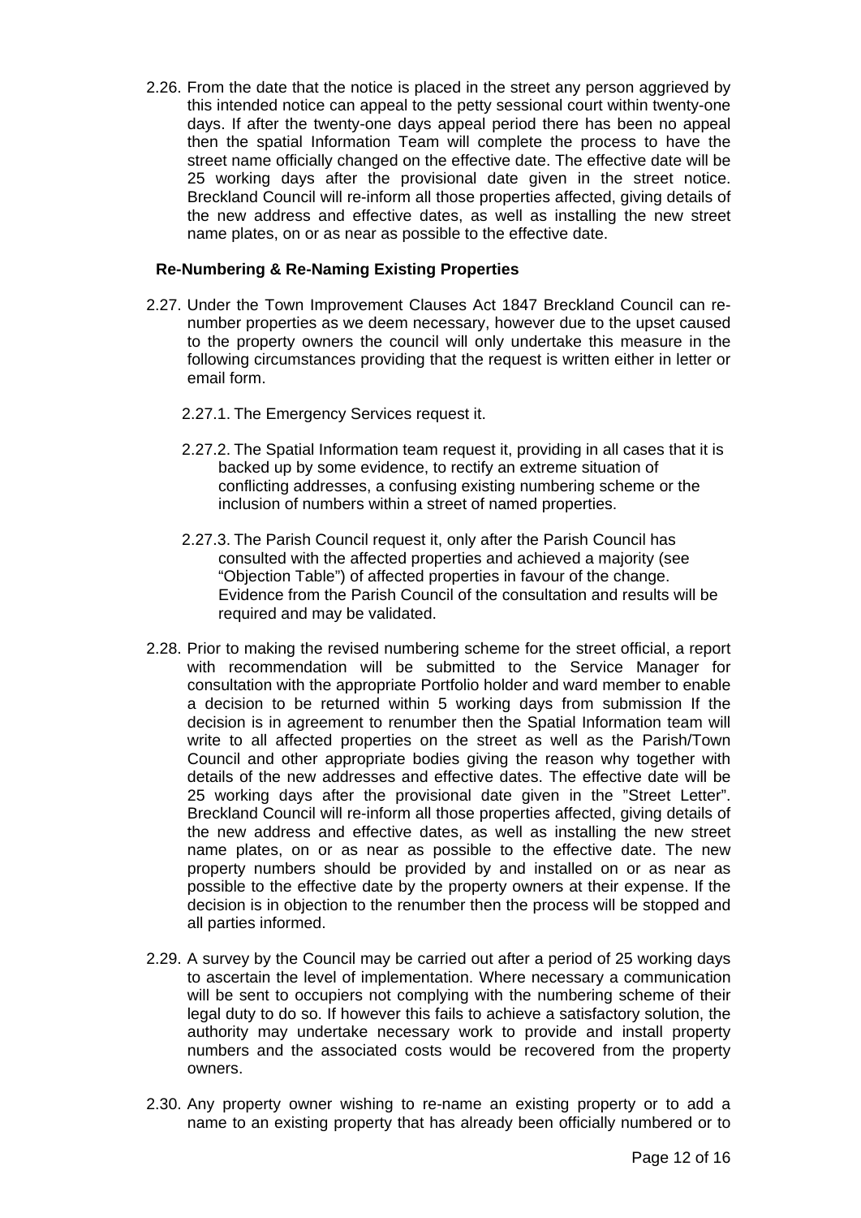2.26. From the date that the notice is placed in the street any person aggrieved by this intended notice can appeal to the petty sessional court within twenty-one days. If after the twenty-one days appeal period there has been no appeal then the spatial Information Team will complete the process to have the street name officially changed on the effective date. The effective date will be 25 working days after the provisional date given in the street notice. Breckland Council will re-inform all those properties affected, giving details of the new address and effective dates, as well as installing the new street name plates, on or as near as possible to the effective date.

### Re-Numbering & Re-Naming Existing Properties

2.27. Under the Town Improvement Clauses Act 1847 Breckland Council can re-number properties as we deem necessary, however due to the upset caused to the property owners the council will only undertake this measure in the following circumstances providing that the request is written either in letter or email form.

2.27.1. The Emergency Services request it.

2.27.2. The Spatial Information team request it, providing in all cases that it is backed up by some evidence, to rectify an extreme situation of conflicting addresses, a confusing existing numbering scheme or the inclusion of numbers within a street of named properties.

2.27.3. The Parish Council request it, only after the Parish Council has consulted with the affected properties and achieved a majority (see "Objection Table") of affected properties in favour of the change. Evidence from the Parish Council of the consultation and results will be required and may be validated.

2.28. Prior to making the revised numbering scheme for the street official, a report with recommendation will be submitted to the Service Manager for consultation with the appropriate Portfolio holder and ward member to enable a decision to be returned within 5 working days from submission If the decision is in agreement to renumber then the Spatial Information team will write to all affected properties on the street as well as the Parish/Town Council and other appropriate bodies giving the reason why together with details of the new addresses and effective dates. The effective date will be 25 working days after the provisional date given in the "Street Letter". Breckland Council will re-inform all those properties affected, giving details of the new address and effective dates, as well as installing the new street name plates, on or as near as possible to the effective date. The new property numbers should be provided by and installed on or as near as possible to the effective date by the property owners at their expense. If the decision is in objection to the renumber then the process will be stopped and all parties informed.

2.29. A survey by the Council may be carried out after a period of 25 working days to ascertain the level of implementation. Where necessary a communication will be sent to occupiers not complying with the numbering scheme of their legal duty to do so. If however this fails to achieve a satisfactory solution, the authority may undertake necessary work to provide and install property numbers and the associated costs would be recovered from the property owners.

2.30. Any property owner wishing to re-name an existing property or to add a name to an existing property that has already been officially numbered or to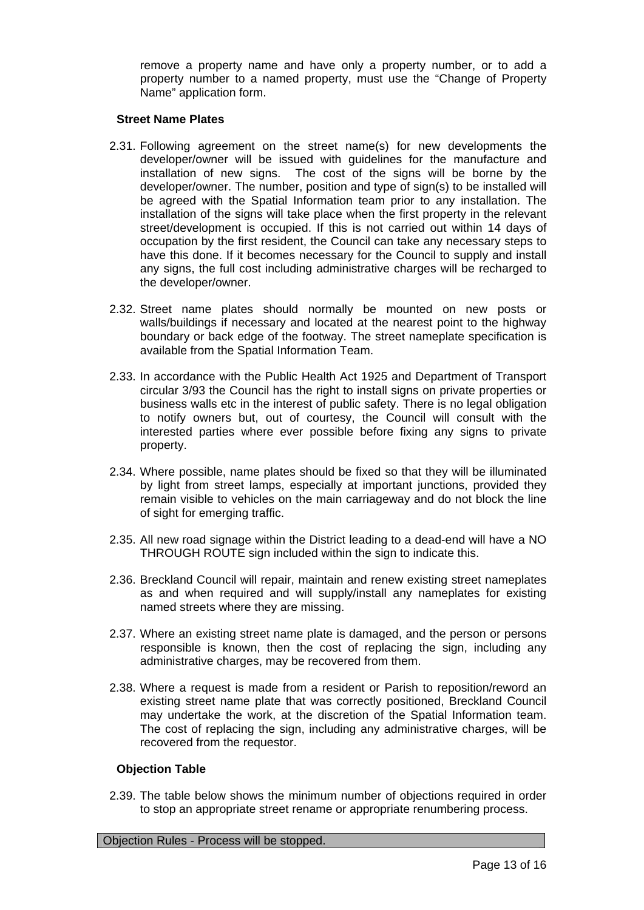remove a property name and have only a property number, or to add a property number to a named property, must use the "Change of Property Name" application form.

### Street Name Plates

2.31. Following agreement on the street name(s) for new developments the developer/owner will be issued with guidelines for the manufacture and installation of new signs. The cost of the signs will be borne by the developer/owner. The number, position and type of sign(s) to be installed will be agreed with the Spatial Information team prior to any installation. The installation of the signs will take place when the first property in the relevant street/development is occupied. If this is not carried out within 14 days of occupation by the first resident, the Council can take any necessary steps to have this done. If it becomes necessary for the Council to supply and install any signs, the full cost including administrative charges will be recharged to the developer/owner.

2.32. Street name plates should normally be mounted on new posts or walls/buildings if necessary and located at the nearest point to the highway boundary or back edge of the footway. The street nameplate specification is available from the Spatial Information Team.

2.33. In accordance with the Public Health Act 1925 and Department of Transport circular 3/93 the Council has the right to install signs on private properties or business walls etc in the interest of public safety. There is no legal obligation to notify owners but, out of courtesy, the Council will consult with the interested parties where ever possible before fixing any signs to private property.

2.34. Where possible, name plates should be fixed so that they will be illuminated by light from street lamps, especially at important junctions, provided they remain visible to vehicles on the main carriageway and do not block the line of sight for emerging traffic.

2.35. All new road signage within the District leading to a dead-end will have a NO THROUGH ROUTE sign included within the sign to indicate this.

2.36. Breckland Council will repair, maintain and renew existing street nameplates as and when required and will supply/install any nameplates for existing named streets where they are missing.

2.37. Where an existing street name plate is damaged, and the person or persons responsible is known, then the cost of replacing the sign, including any administrative charges, may be recovered from them.

2.38. Where a request is made from a resident or Parish to reposition/reword an existing street name plate that was correctly positioned, Breckland Council may undertake the work, at the discretion of the Spatial Information team. The cost of replacing the sign, including any administrative charges, will be recovered from the requestor.

### Objection Table

2.39. The table below shows the minimum number of objections required in order to stop an appropriate street rename or appropriate renumbering process.

| Objection Rules - Process will be stopped. |
|---|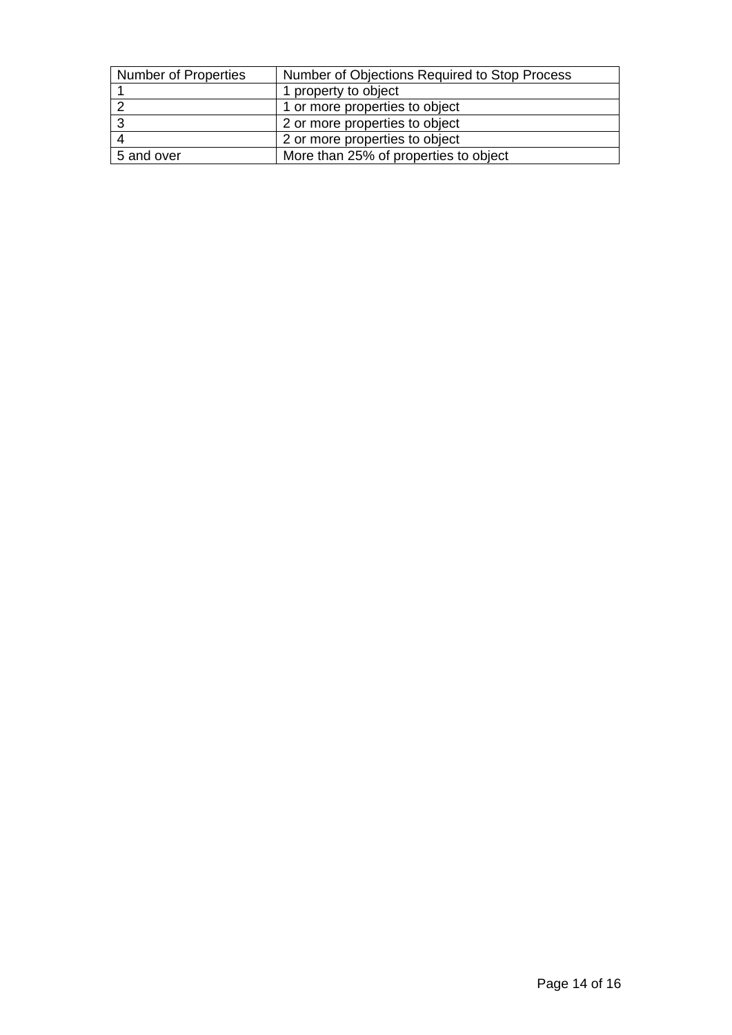| Number of Properties | Number of Objections Required to Stop Process |
| --- | --- |
| 1 | 1 property to object |
| 2 | 1 or more properties to object |
| 3 | 2 or more properties to object |
| 4 | 2 or more properties to object |
| 5 and over | More than 25% of properties to object |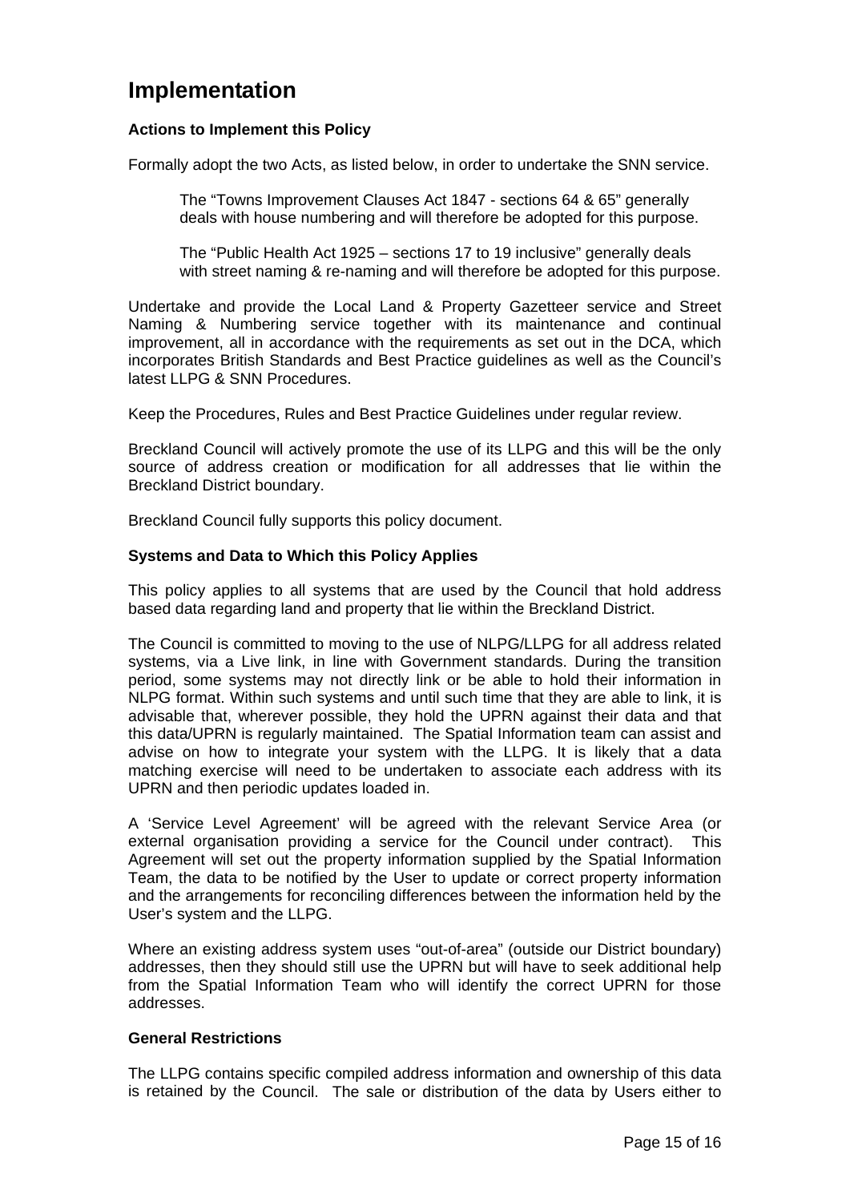# Implementation

### Actions to Implement this Policy

Formally adopt the two Acts, as listed below, in order to undertake the SNN service.

> The "Towns Improvement Clauses Act 1847 - sections 64 & 65" generally deals with house numbering and will therefore be adopted for this purpose.
>
> The "Public Health Act 1925 – sections 17 to 19 inclusive" generally deals with street naming & re-naming and will therefore be adopted for this purpose.

Undertake and provide the Local Land & Property Gazetteer service and Street Naming & Numbering service together with its maintenance and continual improvement, all in accordance with the requirements as set out in the DCA, which incorporates British Standards and Best Practice guidelines as well as the Council's latest LLPG & SNN Procedures.

Keep the Procedures, Rules and Best Practice Guidelines under regular review.

Breckland Council will actively promote the use of its LLPG and this will be the only source of address creation or modification for all addresses that lie within the Breckland District boundary.

Breckland Council fully supports this policy document.

### Systems and Data to Which this Policy Applies

This policy applies to all systems that are used by the Council that hold address based data regarding land and property that lie within the Breckland District.

The Council is committed to moving to the use of NLPG/LLPG for all address related systems, via a Live link, in line with Government standards. During the transition period, some systems may not directly link or be able to hold their information in NLPG format. Within such systems and until such time that they are able to link, it is advisable that, wherever possible, they hold the UPRN against their data and that this data/UPRN is regularly maintained. The Spatial Information team can assist and advise on how to integrate your system with the LLPG. It is likely that a data matching exercise will need to be undertaken to associate each address with its UPRN and then periodic updates loaded in.

A 'Service Level Agreement' will be agreed with the relevant Service Area (or external organisation providing a service for the Council under contract). This Agreement will set out the property information supplied by the Spatial Information Team, the data to be notified by the User to update or correct property information and the arrangements for reconciling differences between the information held by the User's system and the LLPG.

Where an existing address system uses "out-of-area" (outside our District boundary) addresses, then they should still use the UPRN but will have to seek additional help from the Spatial Information Team who will identify the correct UPRN for those addresses.

### General Restrictions

The LLPG contains specific compiled address information and ownership of this data is retained by the Council. The sale or distribution of the data by Users either to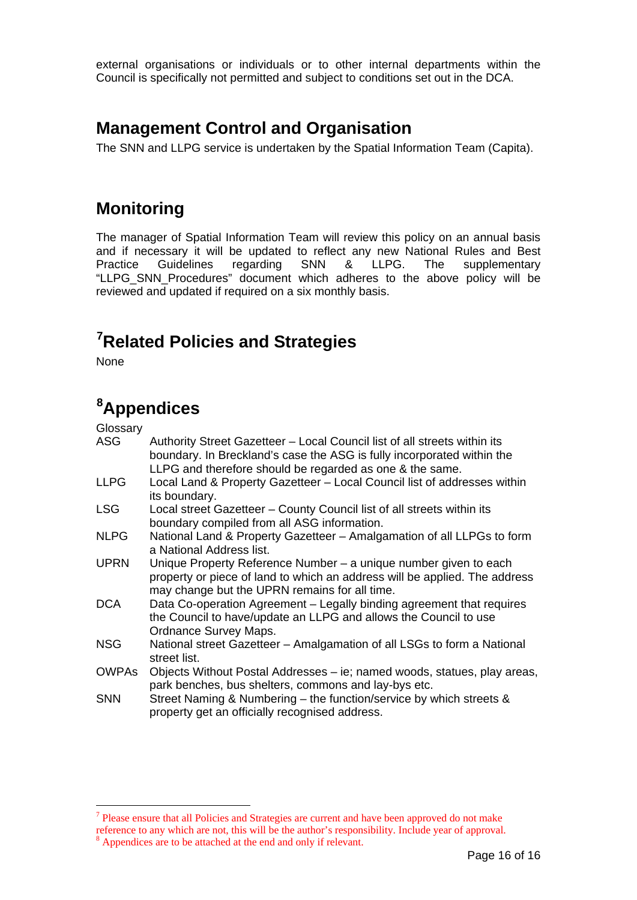external organisations or individuals or to other internal departments within the Council is specifically not permitted and subject to conditions set out in the DCA.

## Management Control and Organisation

The SNN and LLPG service is undertaken by the Spatial Information Team (Capita).

## Monitoring

The manager of Spatial Information Team will review this policy on an annual basis and if necessary it will be updated to reflect any new National Rules and Best Practice Guidelines regarding SNN & LLPG. The supplementary "LLPG_SNN_Procedures" document which adheres to the above policy will be reviewed and updated if required on a six monthly basis.

## [7]Related Policies and Strategies

None

## [8]Appendices

Glossary

| | |
|---|---|
| ASG | Authority Street Gazetteer – Local Council list of all streets within its boundary. In Breckland's case the ASG is fully incorporated within the LLPG and therefore should be regarded as one & the same. |
| LLPG | Local Land & Property Gazetteer – Local Council list of addresses within its boundary. |
| LSG | Local street Gazetteer – County Council list of all streets within its boundary compiled from all ASG information. |
| NLPG | National Land & Property Gazetteer – Amalgamation of all LLPGs to form a National Address list. |
| UPRN | Unique Property Reference Number – a unique number given to each property or piece of land to which an address will be applied. The address may change but the UPRN remains for all time. |
| DCA | Data Co-operation Agreement – Legally binding agreement that requires the Council to have/update an LLPG and allows the Council to use Ordnance Survey Maps. |
| NSG | National street Gazetteer – Amalgamation of all LSGs to form a National street list. |
| OWPAs | Objects Without Postal Addresses – ie; named woods, statues, play areas, park benches, bus shelters, commons and lay-bys etc. |
| SNN | Street Naming & Numbering – the function/service by which streets & property get an officially recognised address. |

---

[7] Please ensure that all Policies and Strategies are current and have been approved do not make reference to any which are not, this will be the author's responsibility. Include year of approval.

[8] Appendices are to be attached at the end and only if relevant.